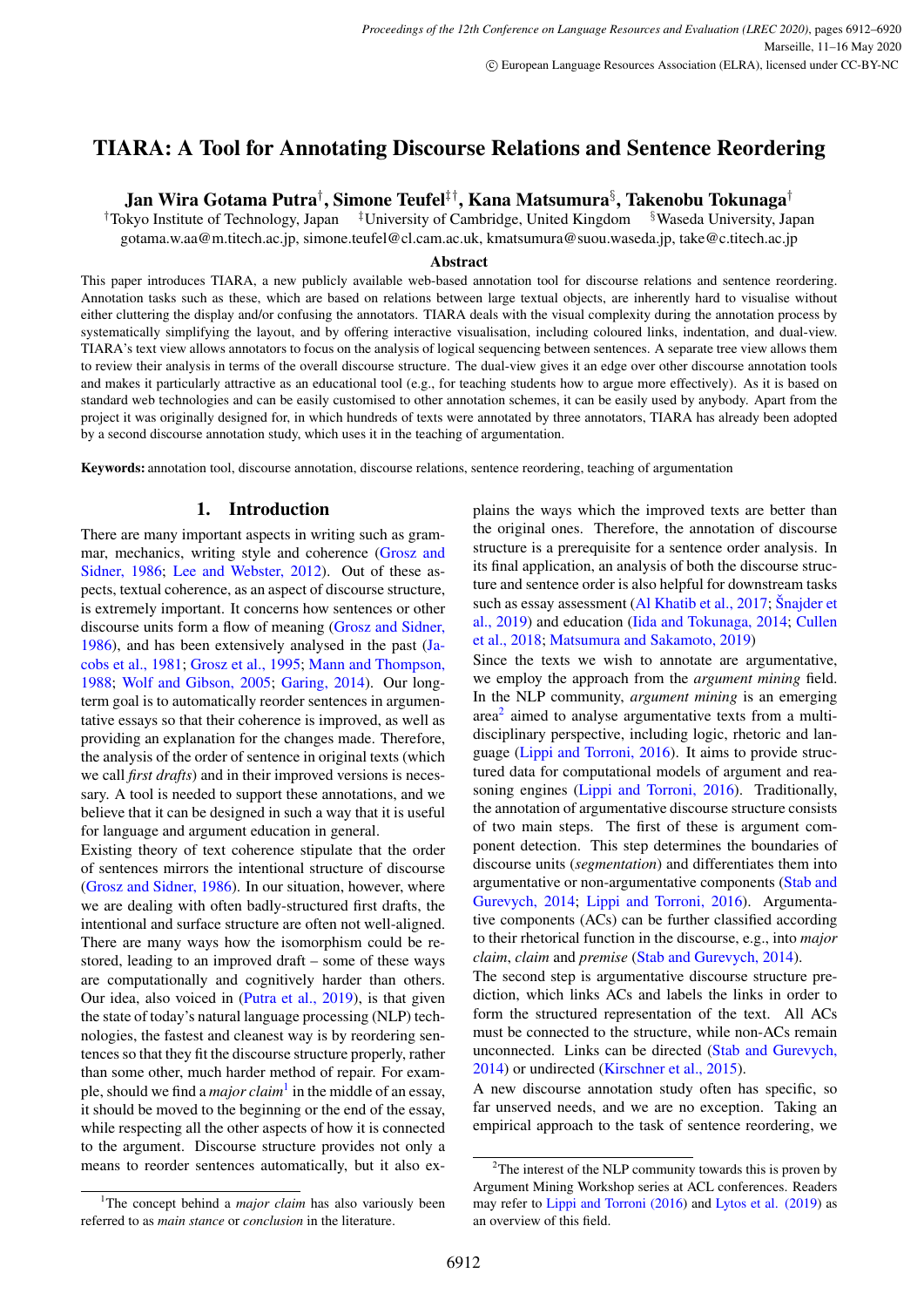# TIARA: A Tool for Annotating Discourse Relations and Sentence Reordering

**Jan Wira Gotama Putra[†], Simone Teufel[‡†], Kana Matsumura[§], Takenobu Tokunaga[†]**

[†]Tokyo Institute of Technology, Japan [‡]University of Cambridge, United Kingdom [§]Waseda University, Japan

gotama.w.aa@m.titech.ac.jp, simone.teufel@cl.cam.ac.uk, kmatsumura@suou.waseda.jp, take@c.titech.ac.jp

### Abstract

This paper introduces TIARA, a new publicly available web-based annotation tool for discourse relations and sentence reordering. Annotation tasks such as these, which are based on relations between large textual objects, are inherently hard to visualise without either cluttering the display and/or confusing the annotators. TIARA deals with the visual complexity during the annotation process by systematically simplifying the layout, and by offering interactive visualisation, including coloured links, indentation, and dual-view. TIARA's text view allows annotators to focus on the analysis of logical sequencing between sentences. A separate tree view allows them to review their analysis in terms of the overall discourse structure. The dual-view gives it an edge over other discourse annotation tools and makes it particularly attractive as an educational tool (e.g., for teaching students how to argue more effectively). As it is based on standard web technologies and can be easily customised to other annotation schemes, it can be easily used by anybody. Apart from the project it was originally designed for, in which hundreds of texts were annotated by three annotators, TIARA has already been adopted by a second discourse annotation study, which uses it in the teaching of argumentation.

**Keywords:** annotation tool, discourse annotation, discourse relations, sentence reordering, teaching of argumentation

## 1. Introduction

There are many important aspects in writing such as grammar, mechanics, writing style and coherence (Grosz and Sidner, 1986; Lee and Webster, 2012). Out of these aspects, textual coherence, as an aspect of discourse structure, is extremely important. It concerns how sentences or other discourse units form a flow of meaning (Grosz and Sidner, 1986), and has been extensively analysed in the past (Jacobs et al., 1981; Grosz et al., 1995; Mann and Thompson, 1988; Wolf and Gibson, 2005; Garing, 2014). Our long-term goal is to automatically reorder sentences in argumentative essays so that their coherence is improved, as well as providing an explanation for the changes made. Therefore, the analysis of the order of sentence in original texts (which we call *first drafts*) and in their improved versions is necessary. A tool is needed to support these annotations, and we believe that it can be designed in such a way that it is useful for language and argument education in general.

Existing theory of text coherence stipulate that the order of sentences mirrors the intentional structure of discourse (Grosz and Sidner, 1986). In our situation, however, where we are dealing with often badly-structured first drafts, the intentional and surface structure are often not well-aligned. There are many ways how the isomorphism could be restored, leading to an improved draft – some of these ways are computationally and cognitively harder than others. Our idea, also voiced in (Putra et al., 2019), is that given the state of today's natural language processing (NLP) technologies, the fastest and cleanest way is by reordering sentences so that they fit the discourse structure properly, rather than some other, much harder method of repair. For example, should we find a *major claim*[1] in the middle of an essay, it should be moved to the beginning or the end of the essay, while respecting all the other aspects of how it is connected to the argument. Discourse structure provides not only a means to reorder sentences automatically, but it also explains the ways which the improved texts are better than the original ones. Therefore, the annotation of discourse structure is a prerequisite for a sentence order analysis. In its final application, an analysis of both the discourse structure and sentence order is also helpful for downstream tasks such as essay assessment (Al Khatib et al., 2017; Šnajder et al., 2019) and education (Iida and Tokunaga, 2014; Cullen et al., 2018; Matsumura and Sakamoto, 2019)

Since the texts we wish to annotate are argumentative, we employ the approach from the *argument mining* field. In the NLP community, *argument mining* is an emerging area[2] aimed to analyse argumentative texts from a multi-disciplinary perspective, including logic, rhetoric and language (Lippi and Torroni, 2016). It aims to provide structured data for computational models of argument and reasoning engines (Lippi and Torroni, 2016). Traditionally, the annotation of argumentative discourse structure consists of two main steps. The first of these is argument component detection. This step determines the boundaries of discourse units (*segmentation*) and differentiates them into argumentative or non-argumentative components (Stab and Gurevych, 2014; Lippi and Torroni, 2016). Argumentative components (ACs) can be further classified according to their rhetorical function in the discourse, e.g., into *major claim*, *claim* and *premise* (Stab and Gurevych, 2014).

The second step is argumentative discourse structure prediction, which links ACs and labels the links in order to form the structured representation of the text. All ACs must be connected to the structure, while non-ACs remain unconnected. Links can be directed (Stab and Gurevych, 2014) or undirected (Kirschner et al., 2015).

A new discourse annotation study often has specific, so far unserved needs, and we are no exception. Taking an empirical approach to the task of sentence reordering, we

---

[1] The concept behind a *major claim* has also variously been referred to as *main stance* or *conclusion* in the literature.

[2] The interest of the NLP community towards this is proven by Argument Mining Workshop series at ACL conferences. Readers may refer to Lippi and Torroni (2016) and Lytos et al. (2019) as an overview of this field.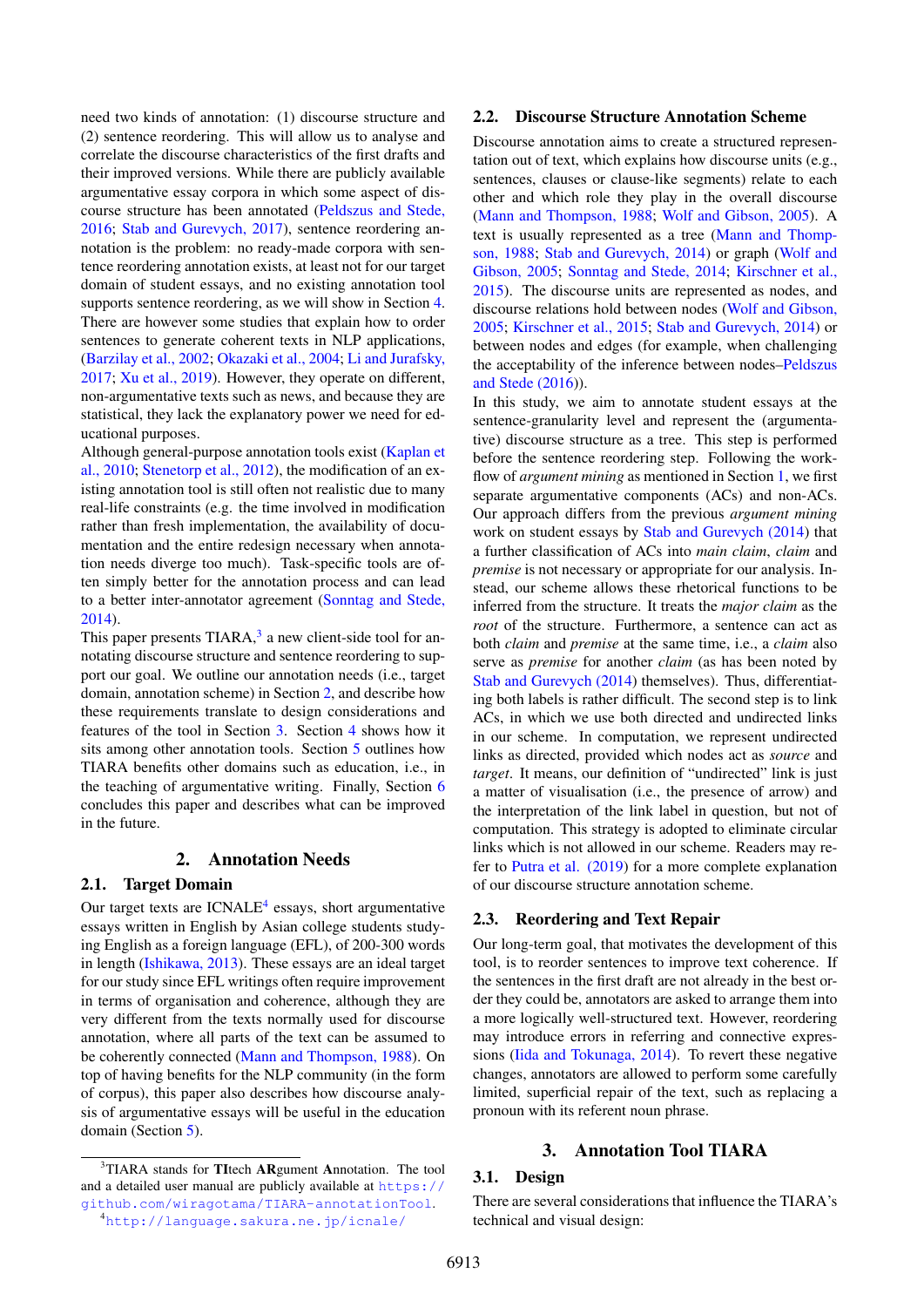need two kinds of annotation: (1) discourse structure and (2) sentence reordering. This will allow us to analyse and correlate the discourse characteristics of the first drafts and their improved versions. While there are publicly available argumentative essay corpora in which some aspect of discourse structure has been annotated (Peldszus and Stede, 2016; Stab and Gurevych, 2017), sentence reordering annotation is the problem: no ready-made corpora with sentence reordering annotation exists, at least not for our target domain of student essays, and no existing annotation tool supports sentence reordering, as we will show in Section 4. There are however some studies that explain how to order sentences to generate coherent texts in NLP applications, (Barzilay et al., 2002; Okazaki et al., 2004; Li and Jurafsky, 2017; Xu et al., 2019). However, they operate on different, non-argumentative texts such as news, and because they are statistical, they lack the explanatory power we need for educational purposes.

Although general-purpose annotation tools exist (Kaplan et al., 2010; Stenetorp et al., 2012), the modification of an existing annotation tool is still often not realistic due to many real-life constraints (e.g. the time involved in modification rather than fresh implementation, the availability of documentation and the entire redesign necessary when annotation needs diverge too much). Task-specific tools are often simply better for the annotation process and can lead to a better inter-annotator agreement (Sonntag and Stede, 2014).

This paper presents TIARA,[3] a new client-side tool for annotating discourse structure and sentence reordering to support our goal. We outline our annotation needs (i.e., target domain, annotation scheme) in Section 2, and describe how these requirements translate to design considerations and features of the tool in Section 3. Section 4 shows how it sits among other annotation tools. Section 5 outlines how TIARA benefits other domains such as education, i.e., in the teaching of argumentative writing. Finally, Section 6 concludes this paper and describes what can be improved in the future.

## 2. Annotation Needs

### 2.1. Target Domain

Our target texts are ICNALE[4] essays, short argumentative essays written in English by Asian college students studying English as a foreign language (EFL), of 200-300 words in length (Ishikawa, 2013). These essays are an ideal target for our study since EFL writings often require improvement in terms of organisation and coherence, although they are very different from the texts normally used for discourse annotation, where all parts of the text can be assumed to be coherently connected (Mann and Thompson, 1988). On top of having benefits for the NLP community (in the form of corpus), this paper also describes how discourse analysis of argumentative essays will be useful in the education domain (Section 5).

### 2.2. Discourse Structure Annotation Scheme

Discourse annotation aims to create a structured representation out of text, which explains how discourse units (e.g., sentences, clauses or clause-like segments) relate to each other and which role they play in the overall discourse (Mann and Thompson, 1988; Wolf and Gibson, 2005). A text is usually represented as a tree (Mann and Thompson, 1988; Stab and Gurevych, 2014) or graph (Wolf and Gibson, 2005; Sonntag and Stede, 2014; Kirschner et al., 2015). The discourse units are represented as nodes, and discourse relations hold between nodes (Wolf and Gibson, 2005; Kirschner et al., 2015; Stab and Gurevych, 2014) or between nodes and edges (for example, when challenging the acceptability of the inference between nodes–Peldszus and Stede (2016)).

In this study, we aim to annotate student essays at the sentence-granularity level and represent the (argumentative) discourse structure as a tree. This step is performed before the sentence reordering step. Following the workflow of *argument mining* as mentioned in Section 1, we first separate argumentative components (ACs) and non-ACs. Our approach differs from the previous *argument mining* work on student essays by Stab and Gurevych (2014) that a further classification of ACs into *main claim*, *claim* and *premise* is not necessary or appropriate for our analysis. Instead, our scheme allows these rhetorical functions to be inferred from the structure. It treats the *major claim* as the *root* of the structure. Furthermore, a sentence can act as both *claim* and *premise* at the same time, i.e., a *claim* also serve as *premise* for another *claim* (as has been noted by Stab and Gurevych (2014) themselves). Thus, differentiating both labels is rather difficult. The second step is to link ACs, in which we use both directed and undirected links in our scheme. In computation, we represent undirected links as directed, provided which nodes act as *source* and *target*. It means, our definition of "undirected" link is just a matter of visualisation (i.e., the presence of arrow) and the interpretation of the link label in question, but not of computation. This strategy is adopted to eliminate circular links which is not allowed in our scheme. Readers may refer to Putra et al. (2019) for a more complete explanation of our discourse structure annotation scheme.

### 2.3. Reordering and Text Repair

Our long-term goal, that motivates the development of this tool, is to reorder sentences to improve text coherence. If the sentences in the first draft are not already in the best order they could be, annotators are asked to arrange them into a more logically well-structured text. However, reordering may introduce errors in referring and connective expressions (Iida and Tokunaga, 2014). To revert these negative changes, annotators are allowed to perform some carefully limited, superficial repair of the text, such as replacing a pronoun with its referent noun phrase.

## 3. Annotation Tool TIARA

### 3.1. Design

There are several considerations that influence the TIARA's technical and visual design:

[3] TIARA stands for **TI**tech **AR**gument **A**nnotation. The tool and a detailed user manual are publicly available at https://github.com/wiragotama/TIARA-annotationTool.

[4] http://language.sakura.ne.jp/icnale/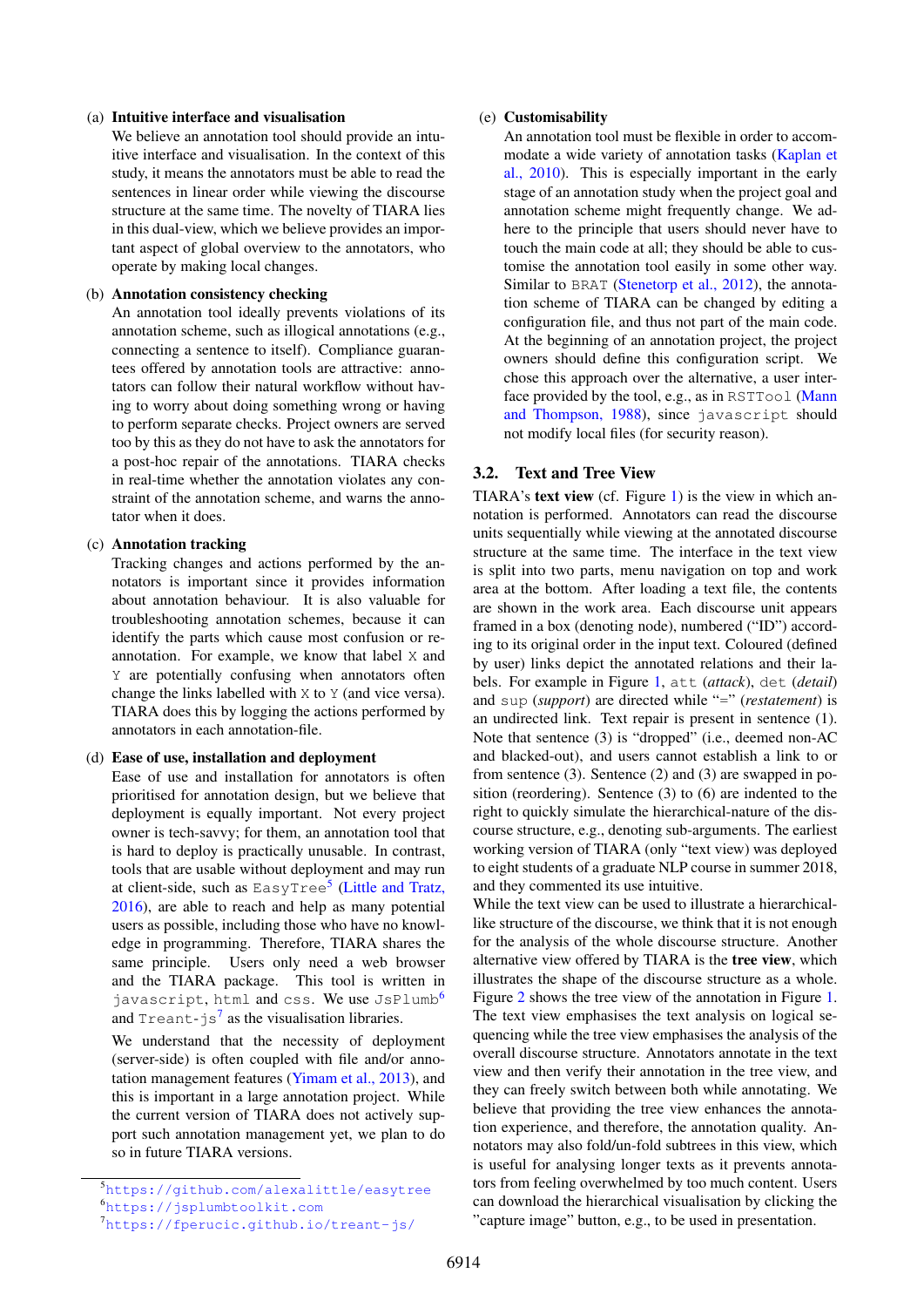(a) **Intuitive interface and visualisation**
We believe an annotation tool should provide an intuitive interface and visualisation. In the context of this study, it means the annotators must be able to read the sentences in linear order while viewing the discourse structure at the same time. The novelty of TIARA lies in this dual-view, which we believe provides an important aspect of global overview to the annotators, who operate by making local changes.

(b) **Annotation consistency checking**
An annotation tool ideally prevents violations of its annotation scheme, such as illogical annotations (e.g., connecting a sentence to itself). Compliance guarantees offered by annotation tools are attractive: annotators can follow their natural workflow without having to worry about doing something wrong or having to perform separate checks. Project owners are served too by this as they do not have to ask the annotators for a post-hoc repair of the annotations. TIARA checks in real-time whether the annotation violates any constraint of the annotation scheme, and warns the annotator when it does.

(c) **Annotation tracking**
Tracking changes and actions performed by the annotators is important since it provides information about annotation behaviour. It is also valuable for troubleshooting annotation schemes, because it can identify the parts which cause most confusion or re-annotation. For example, we know that label `X` and `Y` are potentially confusing when annotators often change the links labelled with `X` to `Y` (and vice versa). TIARA does this by logging the actions performed by annotators in each annotation-file.

(d) **Ease of use, installation and deployment**
Ease of use and installation for annotators is often prioritised for annotation design, but we believe that deployment is equally important. Not every project owner is tech-savvy; for them, an annotation tool that is hard to deploy is practically unusable. In contrast, tools that are usable without deployment and may run at client-side, such as `EasyTree`[5] (Little and Tratz, 2016), are able to reach and help as many potential users as possible, including those who have no knowledge in programming. Therefore, TIARA shares the same principle. Users only need a web browser and the TIARA package. This tool is written in `javascript`, `html` and `css`. We use `JsPlumb`[6] and `Treant-js`[7] as the visualisation libraries.

We understand that the necessity of deployment (server-side) is often coupled with file and/or annotation management features (Yimam et al., 2013), and this is important in a large annotation project. While the current version of TIARA does not actively support such annotation management yet, we plan to do so in future TIARA versions.

(e) **Customisability**
An annotation tool must be flexible in order to accommodate a wide variety of annotation tasks (Kaplan et al., 2010). This is especially important in the early stage of an annotation study when the project goal and annotation scheme might frequently change. We adhere to the principle that users should never have to touch the main code at all; they should be able to customise the annotation tool easily in some other way. Similar to `BRAT` (Stenetorp et al., 2012), the annotation scheme of TIARA can be changed by editing a configuration file, and thus not part of the main code. At the beginning of an annotation project, the project owners should define this configuration script. We chose this approach over the alternative, a user interface provided by the tool, e.g., as in `RSTTool` (Mann and Thompson, 1988), since `javascript` should not modify local files (for security reason).

## 3.2. Text and Tree View

TIARA's **text view** (cf. Figure 1) is the view in which annotation is performed. Annotators can read the discourse units sequentially while viewing at the annotated discourse structure at the same time. The interface in the text view is split into two parts, menu navigation on top and work area at the bottom. After loading a text file, the contents are shown in the work area. Each discourse unit appears framed in a box (denoting node), numbered ("ID") according to its original order in the input text. Coloured (defined by user) links depict the annotated relations and their labels. For example in Figure 1, `att` (*attack*), `det` (*detail*) and `sup` (*support*) are directed while "=" (*restatement*) is an undirected link. Text repair is present in sentence (1). Note that sentence (3) is "dropped" (i.e., deemed non-AC and blacked-out), and users cannot establish a link to or from sentence (3). Sentence (2) and (3) are swapped in position (reordering). Sentence (3) to (6) are indented to the right to quickly simulate the hierarchical-nature of the discourse structure, e.g., denoting sub-arguments. The earliest working version of TIARA (only "text view) was deployed to eight students of a graduate NLP course in summer 2018, and they commented its use intuitive.

While the text view can be used to illustrate a hierarchical-like structure of the discourse, we think that it is not enough for the analysis of the whole discourse structure. Another alternative view offered by TIARA is the **tree view**, which illustrates the shape of the discourse structure as a whole. Figure 2 shows the tree view of the annotation in Figure 1. The text view emphasises the text analysis on logical sequencing while the tree view emphasises the analysis of the overall discourse structure. Annotators annotate in the text view and then verify their annotation in the tree view, and they can freely switch between both while annotating. We believe that providing the tree view enhances the annotation experience, and therefore, the annotation quality. Annotators may also fold/un-fold subtrees in this view, which is useful for analysing longer texts as it prevents annotators from feeling overwhelmed by too much content. Users can download the hierarchical visualisation by clicking the "capture image" button, e.g., to be used in presentation.

[5] https://github.com/alexalittle/easytree
[6] https://jsplumbtoolkit.com
[7] https://fperucic.github.io/treant-js/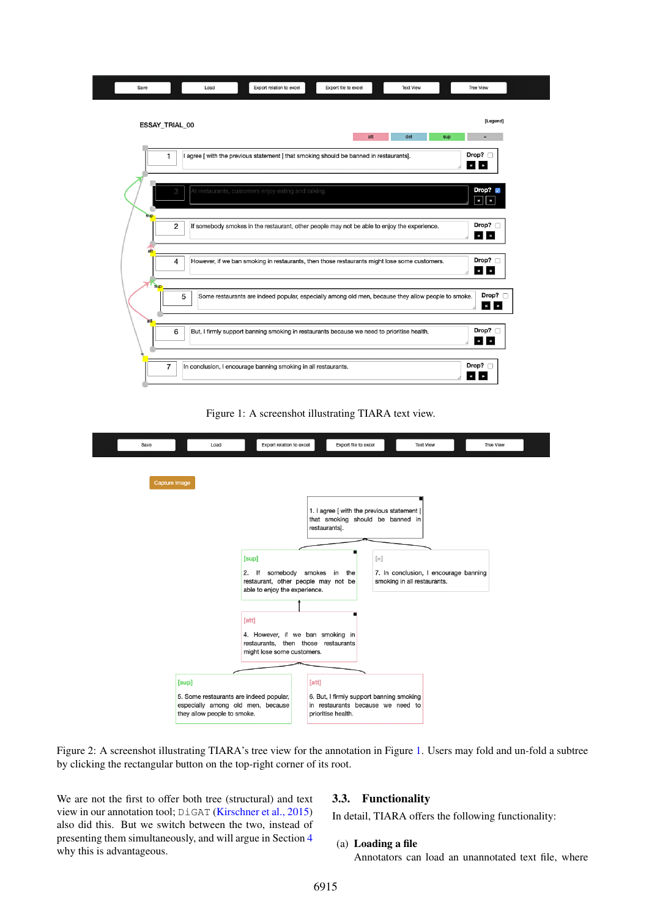Figure 1: A screenshot illustrating TIARA text view.

Figure 2: A screenshot illustrating TIARA's tree view for the annotation in Figure 1. Users may fold and un-fold a subtree by clicking the rectangular button on the top-right corner of its root.

We are not the first to offer both tree (structural) and text view in our annotation tool; DiGAT (Kirschner et al., 2015) also did this. But we switch between the two, instead of presenting them simultaneously, and will argue in Section 4 why this is advantageous.

### 3.3. Functionality

In detail, TIARA offers the following functionality:

(a) **Loading a file**
Annotators can load an unannotated text file, where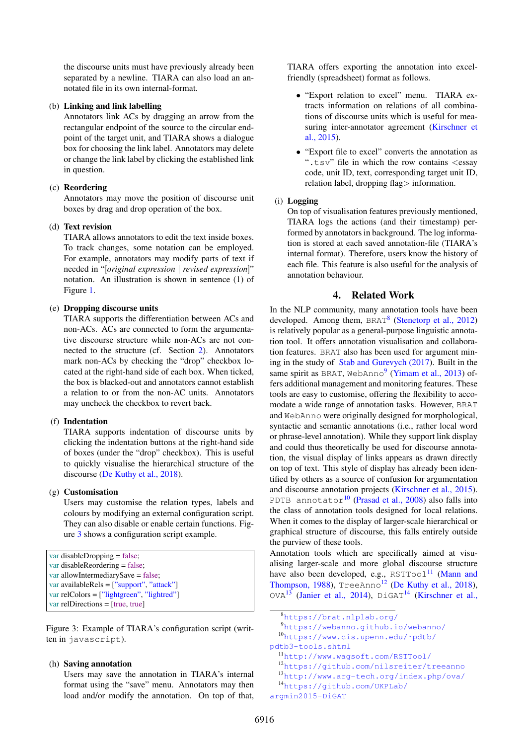the discourse units must have previously already been separated by a newline. TIARA can also load an annotated file in its own internal-format.

(b) **Linking and link labelling**
Annotators link ACs by dragging an arrow from the rectangular endpoint of the source to the circular endpoint of the target unit, and TIARA shows a dialogue box for choosing the link label. Annotators may delete or change the link label by clicking the established link in question.

(c) **Reordering**
Annotators may move the position of discourse unit boxes by drag and drop operation of the box.

(d) **Text revision**
TIARA allows annotators to edit the text inside boxes. To track changes, some notation can be employed. For example, annotators may modify parts of text if needed in "[*original expression* | *revised expression*]" notation. An illustration is shown in sentence (1) of Figure 1.

(e) **Dropping discourse units**
TIARA supports the differentiation between ACs and non-ACs. ACs are connected to form the argumentative discourse structure while non-ACs are not connected to the structure (cf. Section 2). Annotators mark non-ACs by checking the "drop" checkbox located at the right-hand side of each box. When ticked, the box is blacked-out and annotators cannot establish a relation to or from the non-AC units. Annotators may uncheck the checkbox to revert back.

(f) **Indentation**
TIARA supports indentation of discourse units by clicking the indentation buttons at the right-hand side of boxes (under the "drop" checkbox). This is useful to quickly visualise the hierarchical structure of the discourse (De Kuthy et al., 2018).

(g) **Customisation**
Users may customise the relation types, labels and colours by modifying an external configuration script. They can also disable or enable certain functions. Figure 3 shows a configuration script example.

```
var disableDropping = false;
var disableReordering = false;
var allowIntermediarySave = false;
var availableRels = ["support", "attack"]
var relColors = ["lightgreen", "lightred"]
var relDirections = [true, true]
```

Figure 3: Example of TIARA's configuration script (written in `javascript`).

(h) **Saving annotation**
Users may save the annotation in TIARA's internal format using the "save" menu. Annotators may then load and/or modify the annotation. On top of that, TIARA offers exporting the annotation into excel-friendly (spreadsheet) format as follows.

- "Export relation to excel" menu. TIARA extracts information on relations of all combinations of discourse units which is useful for measuring inter-annotator agreement (Kirschner et al., 2015).
- "Export file to excel" converts the annotation as "`.tsv`" file in which the row contains <essay code, unit ID, text, corresponding target unit ID, relation label, dropping flag> information.

(i) **Logging**
On top of visualisation features previously mentioned, TIARA logs the actions (and their timestamp) performed by annotators in background. The log information is stored at each saved annotation-file (TIARA's internal format). Therefore, users know the history of each file. This feature is also useful for the analysis of annotation behaviour.

## 4. Related Work

In the NLP community, many annotation tools have been developed. Among them, `BRAT`[8] (Stenetorp et al., 2012) is relatively popular as a general-purpose linguistic annotation tool. It offers annotation visualisation and collaboration features. `BRAT` also has been used for argument mining in the study of Stab and Gurevych (2017). Built in the same spirit as `BRAT`, `WebAnno`[9] (Yimam et al., 2013) offers additional management and monitoring features. These tools are easy to customise, offering the flexibility to accomodate a wide range of annotation tasks. However, `BRAT` and `WebAnno` were originally designed for morphological, syntactic and semantic annotations (i.e., rather local word or phrase-level annotation). While they support link display and could thus theoretically be used for discourse annotation, the visual display of links appears as drawn directly on top of text. This style of display has already been identified by others as a source of confusion for argumentation and discourse annotation projects (Kirschner et al., 2015). `PDTB annotator`[10] (Prasad et al., 2008) also falls into the class of annotation tools designed for local relations. When it comes to the display of larger-scale hierarchical or graphical structure of discourse, this falls entirely outside the purview of these tools.

Annotation tools which are specifically aimed at visualising larger-scale and more global discourse structure have also been developed, e.g., `RSTTool`[11] (Mann and Thompson, 1988), `TreeAnno`[12] (De Kuthy et al., 2018), `OVA`[13] (Janier et al., 2014), `DiGAT`[14] (Kirschner et al.,

[8] https://brat.nlplab.org/
[9] https://webanno.github.io/webanno/
[10] https://www.cis.upenn.edu/~pdtb/pdtb3-tools.shtml
[11] http://www.wagsoft.com/RSTTool/
[12] https://github.com/nilsreiter/treeanno
[13] http://www.arg-tech.org/index.php/ova/
[14] https://github.com/UKPLab/argmin2015-DiGAT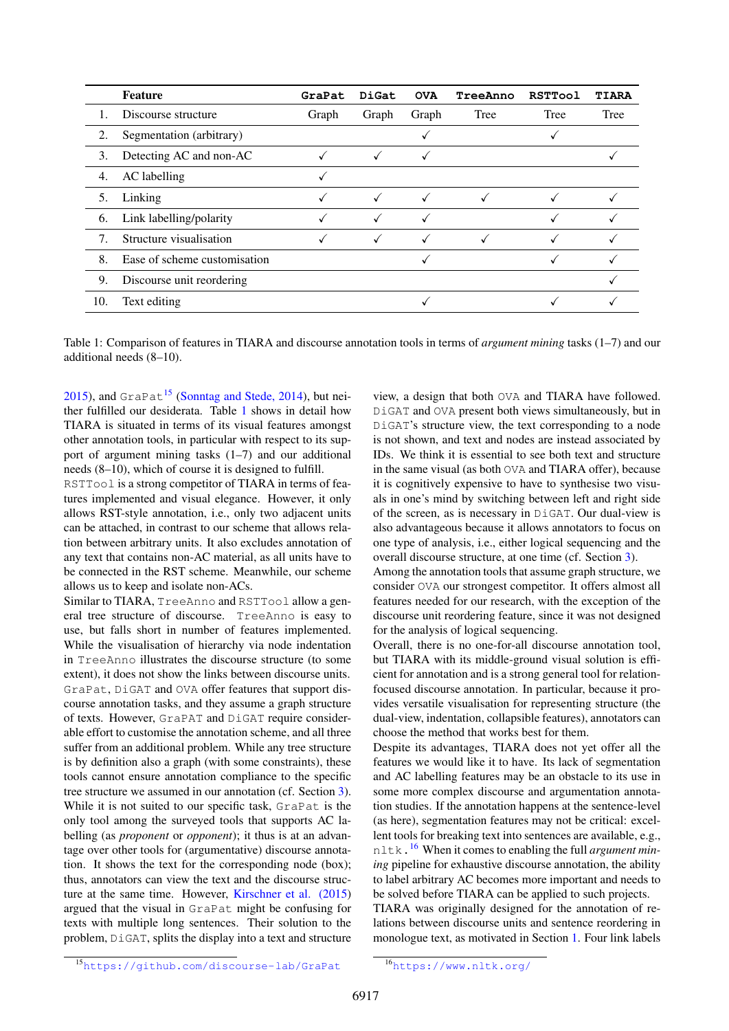| | Feature | GraPat | DiGat | OVA | TreeAnno | RSTTool | TIARA |
|---|---|---|---|---|---|---|---|
| 1. | Discourse structure | Graph | Graph | Graph | Tree | Tree | Tree |
| 2. | Segmentation (arbitrary) | | | ✓ | | ✓ | |
| 3. | Detecting AC and non-AC | ✓ | ✓ | ✓ | | | ✓ |
| 4. | AC labelling | ✓ | | | | | |
| 5. | Linking | ✓ | ✓ | ✓ | ✓ | ✓ | ✓ |
| 6. | Link labelling/polarity | ✓ | ✓ | ✓ | | ✓ | ✓ |
| 7. | Structure visualisation | ✓ | ✓ | ✓ | ✓ | ✓ | ✓ |
| 8. | Ease of scheme customisation | | | ✓ | | ✓ | ✓ |
| 9. | Discourse unit reordering | | | | | | ✓ |
| 10. | Text editing | | | ✓ | | ✓ | ✓ |

Table 1: Comparison of features in TIARA and discourse annotation tools in terms of *argument mining* tasks (1–7) and our additional needs (8–10).

2015), and GraPat[15] (Sonntag and Stede, 2014), but neither fulfilled our desiderata. Table 1 shows in detail how TIARA is situated in terms of its visual features amongst other annotation tools, in particular with respect to support of argument mining tasks (1–7) and our additional needs (8–10), which of course it is designed to fulfill.

RSTTool is a strong competitor of TIARA in terms of features implemented and visual elegance. However, it only allows RST-style annotation, i.e., only two adjacent units can be attached, in contrast to our scheme that allows relation between arbitrary units. It also excludes annotation of any text that contains non-AC material, as all units have to be connected in the RST scheme. Meanwhile, our scheme allows us to keep and isolate non-ACs.

Similar to TIARA, TreeAnno and RSTTool allow a general tree structure of discourse. TreeAnno is easy to use, but falls short in number of features implemented. While the visualisation of hierarchy via node indentation in TreeAnno illustrates the discourse structure (to some extent), it does not show the links between discourse units. GraPat, DiGAT and OVA offer features that support discourse annotation tasks, and they assume a graph structure of texts. However, GraPAT and DiGAT require considerable effort to customise the annotation scheme, and all three suffer from an additional problem. While any tree structure is by definition also a graph (with some constraints), these tools cannot ensure annotation compliance to the specific tree structure we assumed in our annotation (cf. Section 3).

While it is not suited to our specific task, GraPat is the only tool among the surveyed tools that supports AC labelling (as *proponent* or *opponent*); it thus is at an advantage over other tools for (argumentative) discourse annotation. It shows the text for the corresponding node (box); thus, annotators can view the text and the discourse structure at the same time. However, Kirschner et al. (2015) argued that the visual in GraPat might be confusing for texts with multiple long sentences. Their solution to the problem, DiGAT, splits the display into a text and structure view, a design that both OVA and TIARA have followed. DiGAT and OVA present both views simultaneously, but in DiGAT's structure view, the text corresponding to a node is not shown, and text and nodes are instead associated by IDs. We think it is essential to see both text and structure in the same visual (as both OVA and TIARA offer), because it is cognitively expensive to have to synthesise two visuals in one's mind by switching between left and right side of the screen, as is necessary in DiGAT. Our dual-view is also advantageous because it allows annotators to focus on one type of analysis, i.e., either logical sequencing and the overall discourse structure, at one time (cf. Section 3).

Among the annotation tools that assume graph structure, we consider OVA our strongest competitor. It offers almost all features needed for our research, with the exception of the discourse unit reordering feature, since it was not designed for the analysis of logical sequencing.

Overall, there is no one-for-all discourse annotation tool, but TIARA with its middle-ground visual solution is efficient for annotation and is a strong general tool for relation-focused discourse annotation. In particular, because it provides versatile visualisation for representing structure (the dual-view, indentation, collapsible features), annotators can choose the method that works best for them.

Despite its advantages, TIARA does not yet offer all the features we would like it to have. Its lack of segmentation and AC labelling features may be an obstacle to its use in some more complex discourse and argumentation annotation studies. If the annotation happens at the sentence-level (as here), segmentation features may not be critical: excellent tools for breaking text into sentences are available, e.g., nltk.[16] When it comes to enabling the full *argument mining* pipeline for exhaustive discourse annotation, the ability to label arbitrary AC becomes more important and needs to be solved before TIARA can be applied to such projects.

TIARA was originally designed for the annotation of relations between discourse units and sentence reordering in monologue text, as motivated in Section 1. Four link labels

[15] https://github.com/discourse-lab/GraPat

[16] https://www.nltk.org/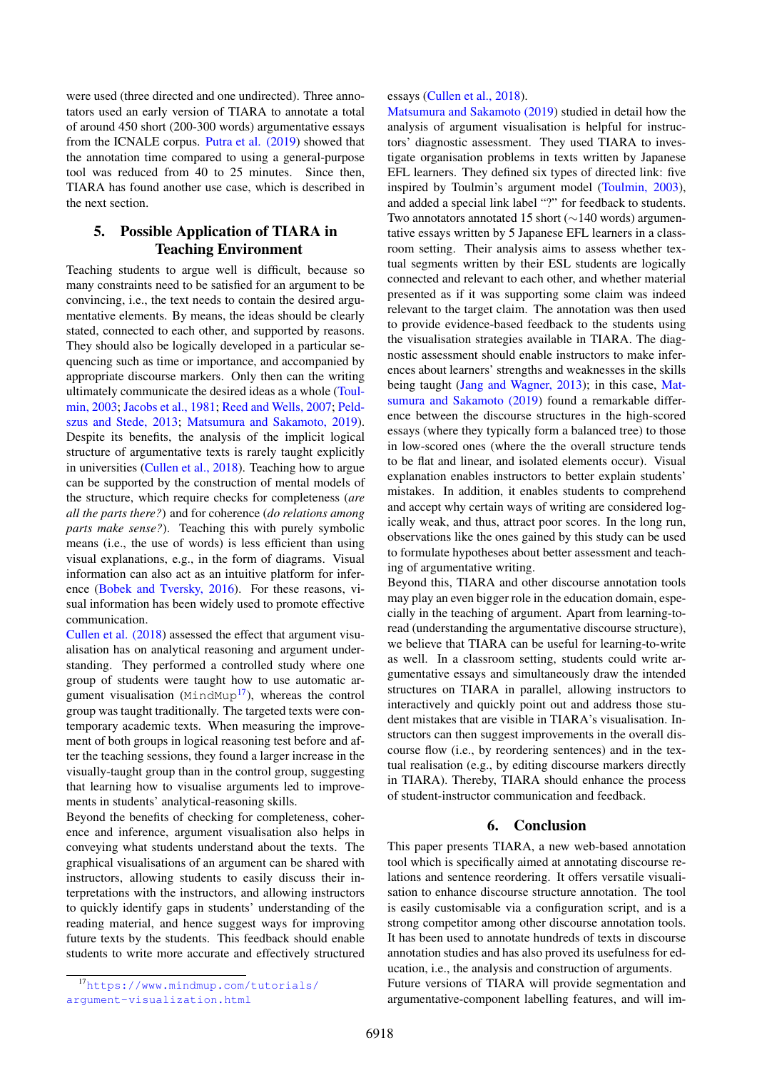were used (three directed and one undirected). Three annotators used an early version of TIARA to annotate a total of around 450 short (200-300 words) argumentative essays from the ICNALE corpus. Putra et al. (2019) showed that the annotation time compared to using a general-purpose tool was reduced from 40 to 25 minutes. Since then, TIARA has found another use case, which is described in the next section.

## 5. Possible Application of TIARA in Teaching Environment

Teaching students to argue well is difficult, because so many constraints need to be satisfied for an argument to be convincing, i.e., the text needs to contain the desired argumentative elements. By means, the ideas should be clearly stated, connected to each other, and supported by reasons. They should also be logically developed in a particular sequencing such as time or importance, and accompanied by appropriate discourse markers. Only then can the writing ultimately communicate the desired ideas as a whole (Toulmin, 2003; Jacobs et al., 1981; Reed and Wells, 2007; Peldszus and Stede, 2013; Matsumura and Sakamoto, 2019). Despite its benefits, the analysis of the implicit logical structure of argumentative texts is rarely taught explicitly in universities (Cullen et al., 2018). Teaching how to argue can be supported by the construction of mental models of the structure, which require checks for completeness (*are all the parts there?*) and for coherence (*do relations among parts make sense?*). Teaching this with purely symbolic means (i.e., the use of words) is less efficient than using visual explanations, e.g., in the form of diagrams. Visual information can also act as an intuitive platform for inference (Bobek and Tversky, 2016). For these reasons, visual information has been widely used to promote effective communication.

Cullen et al. (2018) assessed the effect that argument visualisation has on analytical reasoning and argument understanding. They performed a controlled study where one group of students were taught how to use automatic argument visualisation (`MindMup`[17]), whereas the control group was taught traditionally. The targeted texts were contemporary academic texts. When measuring the improvement of both groups in logical reasoning test before and after the teaching sessions, they found a larger increase in the visually-taught group than in the control group, suggesting that learning how to visualise arguments led to improvements in students' analytical-reasoning skills.

Beyond the benefits of checking for completeness, coherence and inference, argument visualisation also helps in conveying what students understand about the texts. The graphical visualisations of an argument can be shared with instructors, allowing students to easily discuss their interpretations with the instructors, and allowing instructors to quickly identify gaps in students' understanding of the reading material, and hence suggest ways for improving future texts by the students. This feedback should enable students to write more accurate and effectively structured essays (Cullen et al., 2018).

Matsumura and Sakamoto (2019) studied in detail how the analysis of argument visualisation is helpful for instructors' diagnostic assessment. They used TIARA to investigate organisation problems in texts written by Japanese EFL learners. They defined six types of directed link: five inspired by Toulmin's argument model (Toulmin, 2003), and added a special link label "?" for feedback to students. Two annotators annotated 15 short (∼140 words) argumentative essays written by 5 Japanese EFL learners in a classroom setting. Their analysis aims to assess whether textual segments written by their ESL students are logically connected and relevant to each other, and whether material presented as if it was supporting some claim was indeed relevant to the target claim. The annotation was then used to provide evidence-based feedback to the students using the visualisation strategies available in TIARA. The diagnostic assessment should enable instructors to make inferences about learners' strengths and weaknesses in the skills being taught (Jang and Wagner, 2013); in this case, Matsumura and Sakamoto (2019) found a remarkable difference between the discourse structures in the high-scored essays (where they typically form a balanced tree) to those in low-scored ones (where the the overall structure tends to be flat and linear, and isolated elements occur). Visual explanation enables instructors to better explain students' mistakes. In addition, it enables students to comprehend and accept why certain ways of writing are considered logically weak, and thus, attract poor scores. In the long run, observations like the ones gained by this study can be used to formulate hypotheses about better assessment and teaching of argumentative writing.

Beyond this, TIARA and other discourse annotation tools may play an even bigger role in the education domain, especially in the teaching of argument. Apart from learning-to-read (understanding the argumentative discourse structure), we believe that TIARA can be useful for learning-to-write as well. In a classroom setting, students could write argumentative essays and simultaneously draw the intended structures on TIARA in parallel, allowing instructors to interactively and quickly point out and address those student mistakes that are visible in TIARA's visualisation. Instructors can then suggest improvements in the overall discourse flow (i.e., by reordering sentences) and in the textual realisation (e.g., by editing discourse markers directly in TIARA). Thereby, TIARA should enhance the process of student-instructor communication and feedback.

## 6. Conclusion

This paper presents TIARA, a new web-based annotation tool which is specifically aimed at annotating discourse relations and sentence reordering. It offers versatile visualisation to enhance discourse structure annotation. The tool is easily customisable via a configuration script, and is a strong competitor among other discourse annotation tools. It has been used to annotate hundreds of texts in discourse annotation studies and has also proved its usefulness for education, i.e., the analysis and construction of arguments.

Future versions of TIARA will provide segmentation and argumentative-component labelling features, and will im-

[17] https://www.mindmup.com/tutorials/argument-visualization.html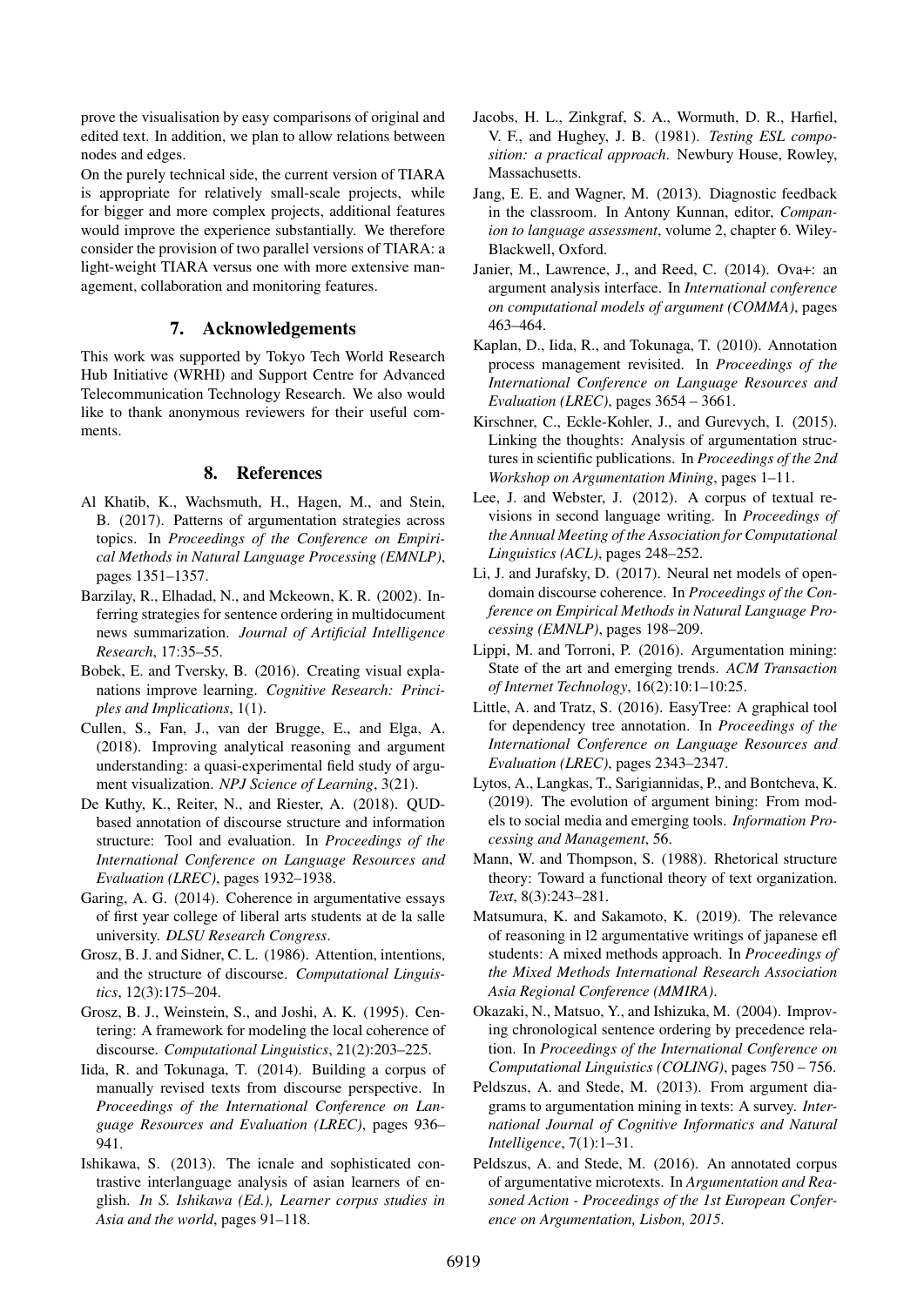prove the visualisation by easy comparisons of original and edited text. In addition, we plan to allow relations between nodes and edges.

On the purely technical side, the current version of TIARA is appropriate for relatively small-scale projects, while for bigger and more complex projects, additional features would improve the experience substantially. We therefore consider the provision of two parallel versions of TIARA: a light-weight TIARA versus one with more extensive management, collaboration and monitoring features.

## 7. Acknowledgements

This work was supported by Tokyo Tech World Research Hub Initiative (WRHI) and Support Centre for Advanced Telecommunication Technology Research. We also would like to thank anonymous reviewers for their useful comments.

## 8. References

Al Khatib, K., Wachsmuth, H., Hagen, M., and Stein, B. (2017). Patterns of argumentation strategies across topics. In *Proceedings of the Conference on Empirical Methods in Natural Language Processing (EMNLP)*, pages 1351–1357.

Barzilay, R., Elhadad, N., and Mckeown, K. R. (2002). Inferring strategies for sentence ordering in multidocument news summarization. *Journal of Artificial Intelligence Research*, 17:35–55.

Bobek, E. and Tversky, B. (2016). Creating visual explanations improve learning. *Cognitive Research: Principles and Implications*, 1(1).

Cullen, S., Fan, J., van der Brugge, E., and Elga, A. (2018). Improving analytical reasoning and argument understanding: a quasi-experimental field study of argument visualization. *NPJ Science of Learning*, 3(21).

De Kuthy, K., Reiter, N., and Riester, A. (2018). QUD-based annotation of discourse structure and information structure: Tool and evaluation. In *Proceedings of the International Conference on Language Resources and Evaluation (LREC)*, pages 1932–1938.

Garing, A. G. (2014). Coherence in argumentative essays of first year college of liberal arts students at de la salle university. *DLSU Research Congress*.

Grosz, B. J. and Sidner, C. L. (1986). Attention, intentions, and the structure of discourse. *Computational Linguistics*, 12(3):175–204.

Grosz, B. J., Weinstein, S., and Joshi, A. K. (1995). Centering: A framework for modeling the local coherence of discourse. *Computational Linguistics*, 21(2):203–225.

Iida, R. and Tokunaga, T. (2014). Building a corpus of manually revised texts from discourse perspective. In *Proceedings of the International Conference on Language Resources and Evaluation (LREC)*, pages 936–941.

Ishikawa, S. (2013). The icnale and sophisticated contrastive interlanguage analysis of asian learners of english. *In S. Ishikawa (Ed.), Learner corpus studies in Asia and the world*, pages 91–118.

Jacobs, H. L., Zinkgraf, S. A., Wormuth, D. R., Harfiel, V. F., and Hughey, J. B. (1981). *Testing ESL composition: a practical approach*. Newbury House, Rowley, Massachusetts.

Jang, E. E. and Wagner, M. (2013). Diagnostic feedback in the classroom. In Antony Kunnan, editor, *Companion to language assessment*, volume 2, chapter 6. Wiley-Blackwell, Oxford.

Janier, M., Lawrence, J., and Reed, C. (2014). Ova+: an argument analysis interface. In *International conference on computational models of argument (COMMA)*, pages 463–464.

Kaplan, D., Iida, R., and Tokunaga, T. (2010). Annotation process management revisited. In *Proceedings of the International Conference on Language Resources and Evaluation (LREC)*, pages 3654 – 3661.

Kirschner, C., Eckle-Kohler, J., and Gurevych, I. (2015). Linking the thoughts: Analysis of argumentation structures in scientific publications. In *Proceedings of the 2nd Workshop on Argumentation Mining*, pages 1–11.

Lee, J. and Webster, J. (2012). A corpus of textual revisions in second language writing. In *Proceedings of the Annual Meeting of the Association for Computational Linguistics (ACL)*, pages 248–252.

Li, J. and Jurafsky, D. (2017). Neural net models of open-domain discourse coherence. In *Proceedings of the Conference on Empirical Methods in Natural Language Processing (EMNLP)*, pages 198–209.

Lippi, M. and Torroni, P. (2016). Argumentation mining: State of the art and emerging trends. *ACM Transaction of Internet Technology*, 16(2):10:1–10:25.

Little, A. and Tratz, S. (2016). EasyTree: A graphical tool for dependency tree annotation. In *Proceedings of the International Conference on Language Resources and Evaluation (LREC)*, pages 2343–2347.

Lytos, A., Langkas, T., Sarigiannidas, P., and Bontcheva, K. (2019). The evolution of argument bining: From models to social media and emerging tools. *Information Processing and Management*, 56.

Mann, W. and Thompson, S. (1988). Rhetorical structure theory: Toward a functional theory of text organization. *Text*, 8(3):243–281.

Matsumura, K. and Sakamoto, K. (2019). The relevance of reasoning in l2 argumentative writings of japanese efl students: A mixed methods approach. In *Proceedings of the Mixed Methods International Research Association Asia Regional Conference (MMIRA)*.

Okazaki, N., Matsuo, Y., and Ishizuka, M. (2004). Improving chronological sentence ordering by precedence relation. In *Proceedings of the International Conference on Computational Linguistics (COLING)*, pages 750 – 756.

Peldszus, A. and Stede, M. (2013). From argument diagrams to argumentation mining in texts: A survey. *International Journal of Cognitive Informatics and Natural Intelligence*, 7(1):1–31.

Peldszus, A. and Stede, M. (2016). An annotated corpus of argumentative microtexts. In *Argumentation and Reasoned Action - Proceedings of the 1st European Conference on Argumentation, Lisbon, 2015*.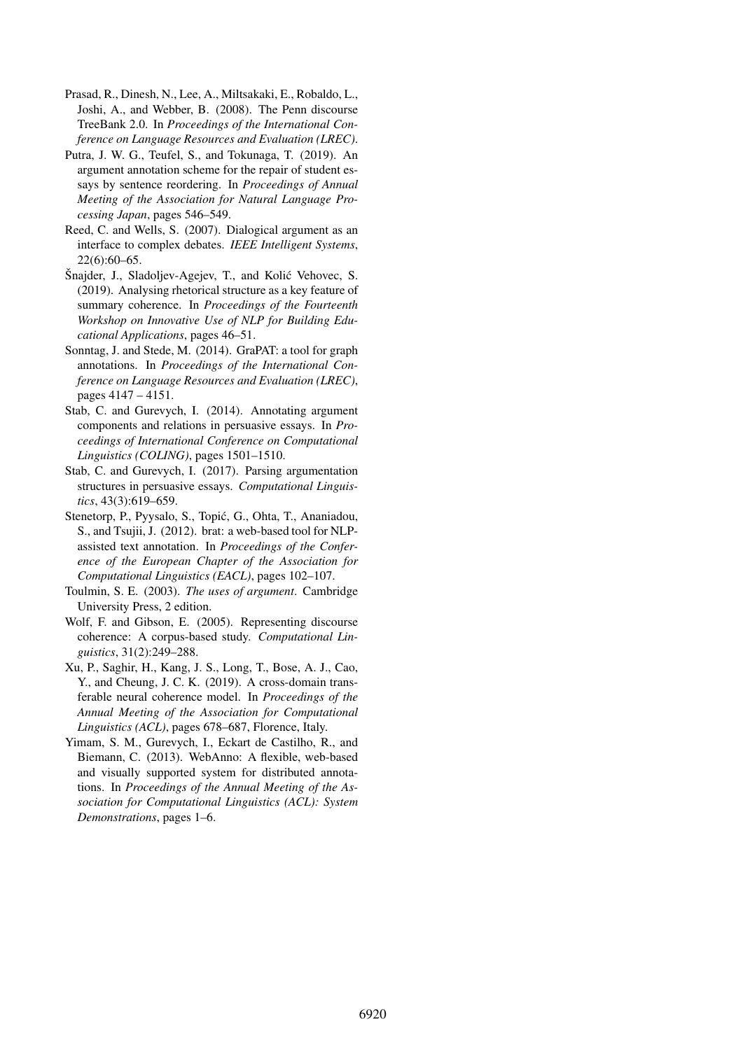Prasad, R., Dinesh, N., Lee, A., Miltsakaki, E., Robaldo, L., Joshi, A., and Webber, B. (2008). The Penn discourse TreeBank 2.0. In *Proceedings of the International Conference on Language Resources and Evaluation (LREC)*.

Putra, J. W. G., Teufel, S., and Tokunaga, T. (2019). An argument annotation scheme for the repair of student essays by sentence reordering. In *Proceedings of Annual Meeting of the Association for Natural Language Processing Japan*, pages 546–549.

Reed, C. and Wells, S. (2007). Dialogical argument as an interface to complex debates. *IEEE Intelligent Systems*, 22(6):60–65.

Šnajder, J., Sladoljev-Agejev, T., and Kolić Vehovec, S. (2019). Analysing rhetorical structure as a key feature of summary coherence. In *Proceedings of the Fourteenth Workshop on Innovative Use of NLP for Building Educational Applications*, pages 46–51.

Sonntag, J. and Stede, M. (2014). GraPAT: a tool for graph annotations. In *Proceedings of the International Conference on Language Resources and Evaluation (LREC)*, pages 4147 – 4151.

Stab, C. and Gurevych, I. (2014). Annotating argument components and relations in persuasive essays. In *Proceedings of International Conference on Computational Linguistics (COLING)*, pages 1501–1510.

Stab, C. and Gurevych, I. (2017). Parsing argumentation structures in persuasive essays. *Computational Linguistics*, 43(3):619–659.

Stenetorp, P., Pyysalo, S., Topić, G., Ohta, T., Ananiadou, S., and Tsujii, J. (2012). brat: a web-based tool for NLP-assisted text annotation. In *Proceedings of the Conference of the European Chapter of the Association for Computational Linguistics (EACL)*, pages 102–107.

Toulmin, S. E. (2003). *The uses of argument*. Cambridge University Press, 2 edition.

Wolf, F. and Gibson, E. (2005). Representing discourse coherence: A corpus-based study. *Computational Linguistics*, 31(2):249–288.

Xu, P., Saghir, H., Kang, J. S., Long, T., Bose, A. J., Cao, Y., and Cheung, J. C. K. (2019). A cross-domain transferable neural coherence model. In *Proceedings of the Annual Meeting of the Association for Computational Linguistics (ACL)*, pages 678–687, Florence, Italy.

Yimam, S. M., Gurevych, I., Eckart de Castilho, R., and Biemann, C. (2013). WebAnno: A flexible, web-based and visually supported system for distributed annotations. In *Proceedings of the Annual Meeting of the Association for Computational Linguistics (ACL): System Demonstrations*, pages 1–6.